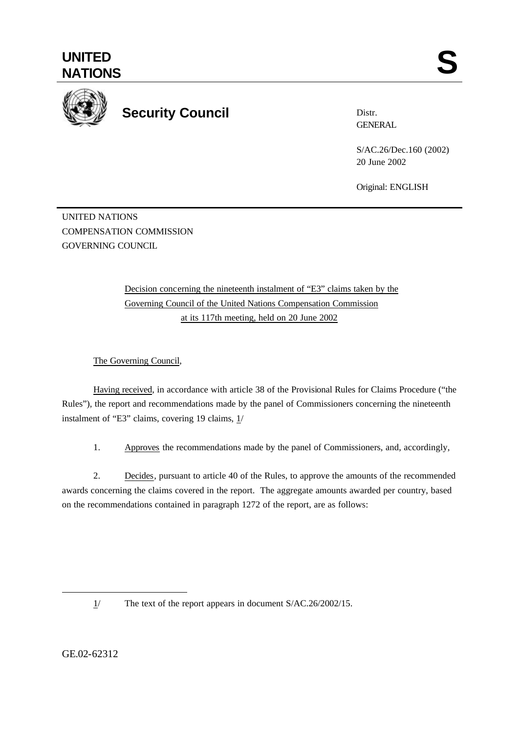# UNITED NATIONS

# S

**Security Council**

Distr.
GENERAL

S/AC.26/Dec.160 (2002)
20 June 2002

Original: ENGLISH

UNITED NATIONS
COMPENSATION COMMISSION
GOVERNING COUNCIL

Decision concerning the nineteenth instalment of "E3" claims taken by the Governing Council of the United Nations Compensation Commission at its 117th meeting, held on 20 June 2002

The Governing Council,

Having received, in accordance with article 38 of the Provisional Rules for Claims Procedure ("the Rules"), the report and recommendations made by the panel of Commissioners concerning the nineteenth instalment of "E3" claims, covering 19 claims, 1/

1. Approves the recommendations made by the panel of Commissioners, and, accordingly,

2. Decides, pursuant to article 40 of the Rules, to approve the amounts of the recommended awards concerning the claims covered in the report. The aggregate amounts awarded per country, based on the recommendations contained in paragraph 1272 of the report, are as follows:

1/ The text of the report appears in document S/AC.26/2002/15.

GE.02-62312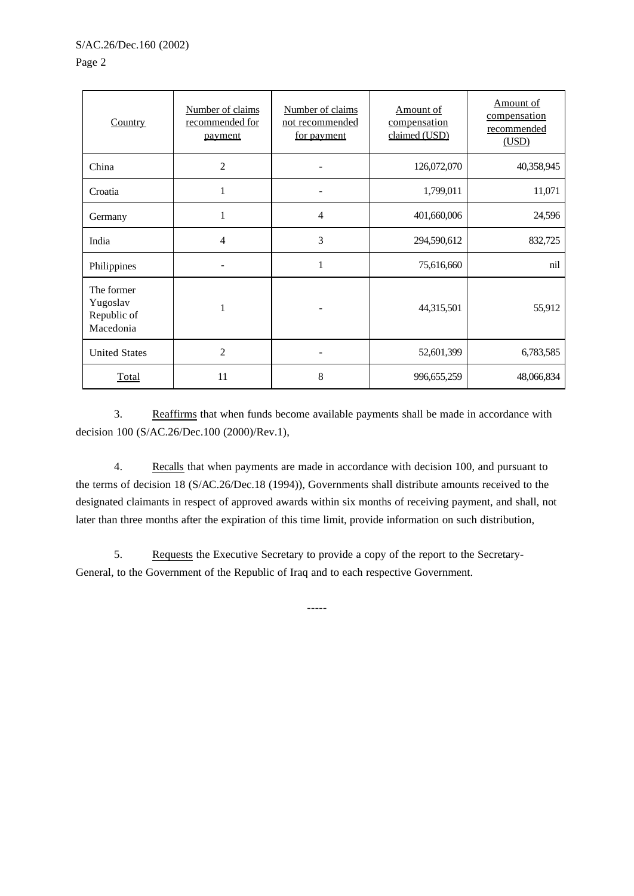| Country | Number of claims recommended for payment | Number of claims not recommended for payment | Amount of compensation claimed (USD) | Amount of compensation recommended (USD) |
|---|---|---|---|---|
| China | 2 | - | 126,072,070 | 40,358,945 |
| Croatia | 1 | - | 1,799,011 | 11,071 |
| Germany | 1 | 4 | 401,660,006 | 24,596 |
| India | 4 | 3 | 294,590,612 | 832,725 |
| Philippines | - | 1 | 75,616,660 | nil |
| The former Yugoslav Republic of Macedonia | 1 | - | 44,315,501 | 55,912 |
| United States | 2 | - | 52,601,399 | 6,783,585 |
| Total | 11 | 8 | 996,655,259 | 48,066,834 |

3. Reaffirms that when funds become available payments shall be made in accordance with decision 100 (S/AC.26/Dec.100 (2000)/Rev.1),

4. Recalls that when payments are made in accordance with decision 100, and pursuant to the terms of decision 18 (S/AC.26/Dec.18 (1994)), Governments shall distribute amounts received to the designated claimants in respect of approved awards within six months of receiving payment, and shall, not later than three months after the expiration of this time limit, provide information on such distribution,

5. Requests the Executive Secretary to provide a copy of the report to the Secretary-General, to the Government of the Republic of Iraq and to each respective Government.

-----